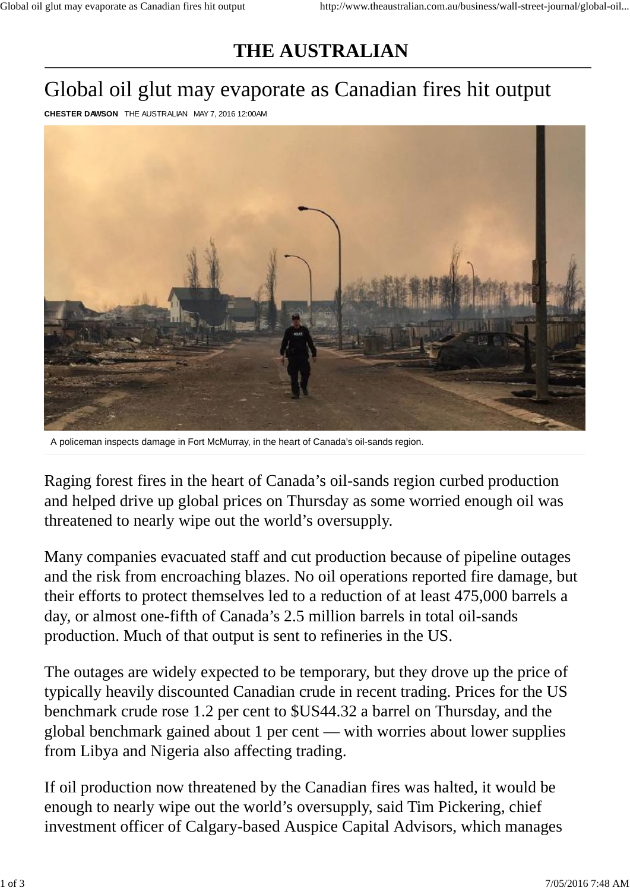# THE AUSTRALIAN

## Global oil glut may evaporate as Canadian fires hit output

**CHESTER DAWSON** THE AUSTRALIAN MAY 7, 2016 12:00AM

A policeman inspects damage in Fort McMurray, in the heart of Canada's oil-sands region.

Raging forest fires in the heart of Canada's oil-sands region curbed production and helped drive up global prices on Thursday as some worried enough oil was threatened to nearly wipe out the world's oversupply.

Many companies evacuated staff and cut production because of pipeline outages and the risk from encroaching blazes. No oil operations reported fire damage, but their efforts to protect themselves led to a reduction of at least 475,000 barrels a day, or almost one-fifth of Canada's 2.5 million barrels in total oil-sands production. Much of that output is sent to refineries in the US.

The outages are widely expected to be temporary, but they drove up the price of typically heavily discounted Canadian crude in recent trading. Prices for the US benchmark crude rose 1.2 per cent to $US44.32 a barrel on Thursday, and the global benchmark gained about 1 per cent — with worries about lower supplies from Libya and Nigeria also affecting trading.

If oil production now threatened by the Canadian fires was halted, it would be enough to nearly wipe out the world's oversupply, said Tim Pickering, chief investment officer of Calgary-based Auspice Capital Advisors, which manages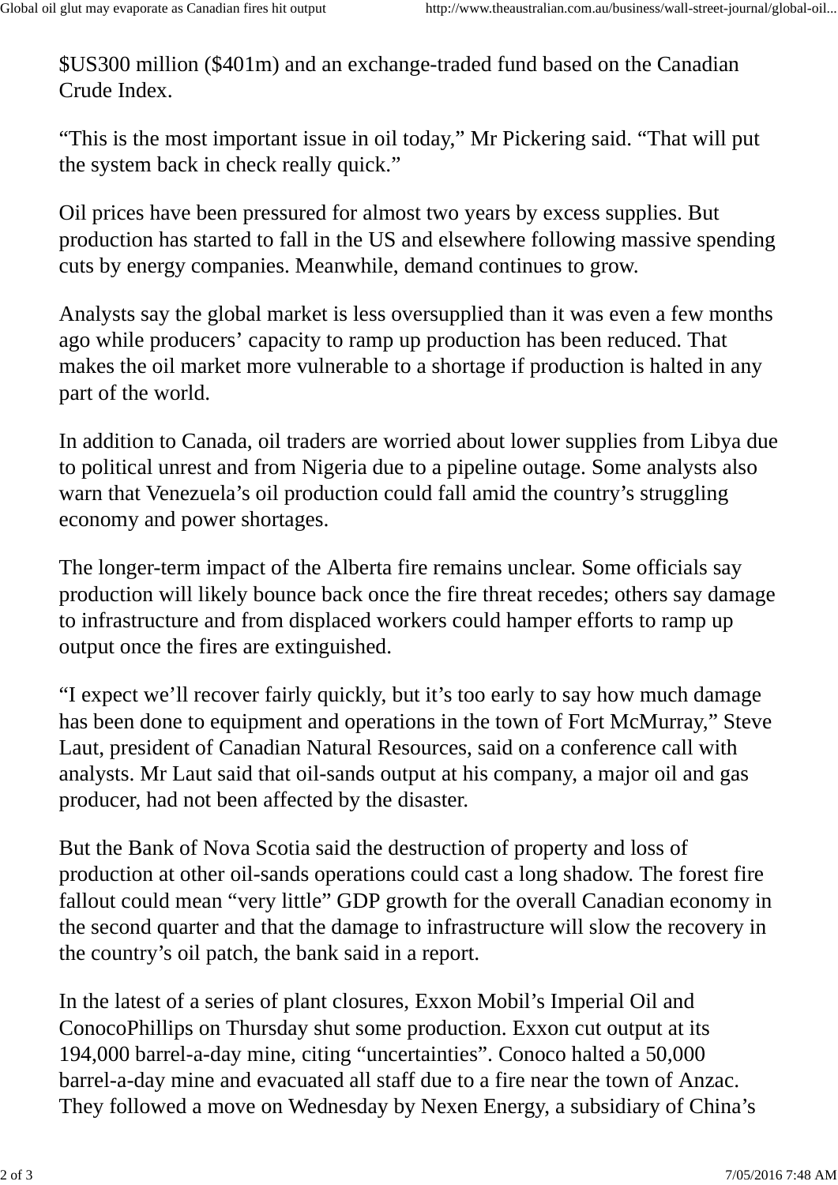$US300 million ($401m) and an exchange-traded fund based on the Canadian Crude Index.

"This is the most important issue in oil today," Mr Pickering said. "That will put the system back in check really quick."

Oil prices have been pressured for almost two years by excess supplies. But production has started to fall in the US and elsewhere following massive spending cuts by energy companies. Meanwhile, demand continues to grow.

Analysts say the global market is less oversupplied than it was even a few months ago while producers' capacity to ramp up production has been reduced. That makes the oil market more vulnerable to a shortage if production is halted in any part of the world.

In addition to Canada, oil traders are worried about lower supplies from Libya due to political unrest and from Nigeria due to a pipeline outage. Some analysts also warn that Venezuela's oil production could fall amid the country's struggling economy and power shortages.

The longer-term impact of the Alberta fire remains unclear. Some officials say production will likely bounce back once the fire threat recedes; others say damage to infrastructure and from displaced workers could hamper efforts to ramp up output once the fires are extinguished.

"I expect we'll recover fairly quickly, but it's too early to say how much damage has been done to equipment and operations in the town of Fort McMurray," Steve Laut, president of Canadian Natural Resources, said on a conference call with analysts. Mr Laut said that oil-sands output at his company, a major oil and gas producer, had not been affected by the disaster.

But the Bank of Nova Scotia said the destruction of property and loss of production at other oil-sands operations could cast a long shadow. The forest fire fallout could mean "very little" GDP growth for the overall Canadian economy in the second quarter and that the damage to infrastructure will slow the recovery in the country's oil patch, the bank said in a report.

In the latest of a series of plant closures, Exxon Mobil's Imperial Oil and ConocoPhillips on Thursday shut some production. Exxon cut output at its 194,000 barrel-a-day mine, citing "uncertainties". Conoco halted a 50,000 barrel-a-day mine and evacuated all staff due to a fire near the town of Anzac. They followed a move on Wednesday by Nexen Energy, a subsidiary of China's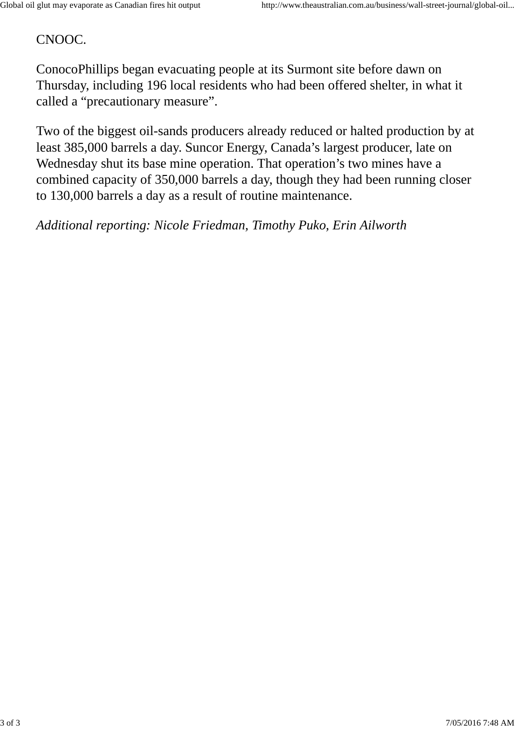CNOOC.

ConocoPhillips began evacuating people at its Surmont site before dawn on Thursday, including 196 local residents who had been offered shelter, in what it called a “precautionary measure”.

Two of the biggest oil-sands producers already reduced or halted production by at least 385,000 barrels a day. Suncor Energy, Canada’s largest producer, late on Wednesday shut its base mine operation. That operation’s two mines have a combined capacity of 350,000 barrels a day, though they had been running closer to 130,000 barrels a day as a result of routine maintenance.

*Additional reporting: Nicole Friedman, Timothy Puko, Erin Ailworth*